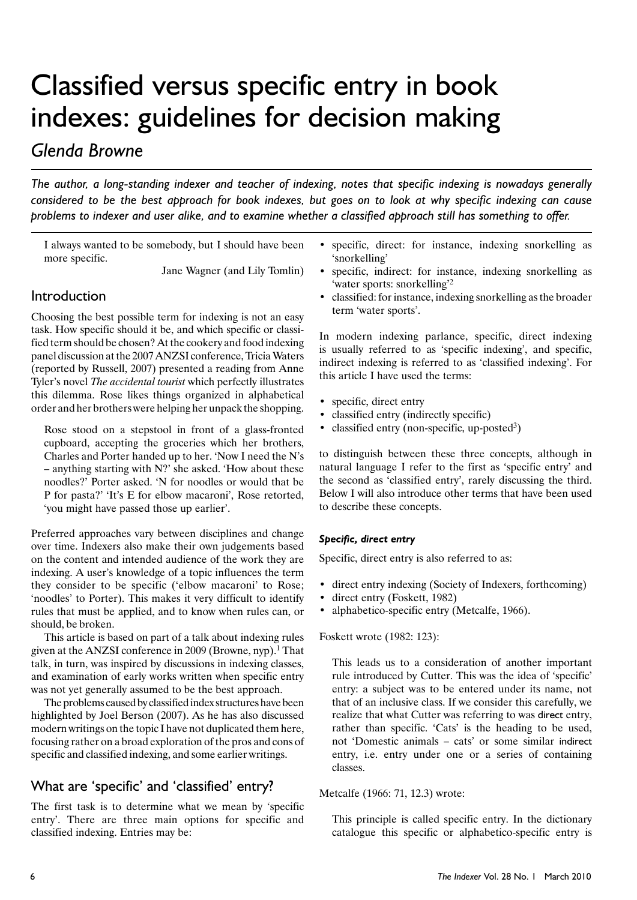# Classified versus specific entry in book indexes: guidelines for decision making

## *Glenda Browne*

*The author, a long-standing indexer and teacher of indexing, notes that specific indexing is nowadays generally considered to be the best approach for book indexes, but goes on to look at why specific indexing can cause problems to indexer and user alike, and to examine whether a classified approach still has something to offer.*

> I always wanted to be somebody, but I should have been more specific.
>
> Jane Wagner (and Lily Tomlin)

## Introduction

Choosing the best possible term for indexing is not an easy task. How specific should it be, and which specific or classified term should be chosen? At the cookery and food indexing panel discussion at the 2007 ANZSI conference, Tricia Waters (reported by Russell, 2007) presented a reading from Anne Tyler's novel *The accidental tourist* which perfectly illustrates this dilemma. Rose likes things organized in alphabetical order and her brothers were helping her unpack the shopping.

> Rose stood on a stepstool in front of a glass-fronted cupboard, accepting the groceries which her brothers, Charles and Porter handed up to her. 'Now I need the N's – anything starting with N?' she asked. 'How about these noodles?' Porter asked. 'N for noodles or would that be P for pasta?' 'It's E for elbow macaroni', Rose retorted, 'you might have passed those up earlier'.

Preferred approaches vary between disciplines and change over time. Indexers also make their own judgements based on the content and intended audience of the work they are indexing. A user's knowledge of a topic influences the term they consider to be specific ('elbow macaroni' to Rose; 'noodles' to Porter). This makes it very difficult to identify rules that must be applied, and to know when rules can, or should, be broken.

This article is based on part of a talk about indexing rules given at the ANZSI conference in 2009 (Browne, nyp).[1] That talk, in turn, was inspired by discussions in indexing classes, and examination of early works written when specific entry was not yet generally assumed to be the best approach.

The problems caused by classified index structures have been highlighted by Joel Berson (2007). As he has also discussed modern writings on the topic I have not duplicated them here, focusing rather on a broad exploration of the pros and cons of specific and classified indexing, and some earlier writings.

## What are 'specific' and 'classified' entry?

The first task is to determine what we mean by 'specific entry'. There are three main options for specific and classified indexing. Entries may be:

- specific, direct: for instance, indexing snorkelling as 'snorkelling'
- specific, indirect: for instance, indexing snorkelling as 'water sports: snorkelling'[2]
- classified: for instance, indexing snorkelling as the broader term 'water sports'.

In modern indexing parlance, specific, direct indexing is usually referred to as 'specific indexing', and specific, indirect indexing is referred to as 'classified indexing'. For this article I have used the terms:

- specific, direct entry
- classified entry (indirectly specific)
- classified entry (non-specific, up-posted[3])

to distinguish between these three concepts, although in natural language I refer to the first as 'specific entry' and the second as 'classified entry', rarely discussing the third. Below I will also introduce other terms that have been used to describe these concepts.

### *Specific, direct entry*

Specific, direct entry is also referred to as:

- direct entry indexing (Society of Indexers, forthcoming)
- direct entry (Foskett, 1982)
- alphabetico-specific entry (Metcalfe, 1966).

Foskett wrote (1982: 123):

> This leads us to a consideration of another important rule introduced by Cutter. This was the idea of 'specific' entry: a subject was to be entered under its name, not that of an inclusive class. If we consider this carefully, we realize that what Cutter was referring to was direct entry, rather than specific. 'Cats' is the heading to be used, not 'Domestic animals – cats' or some similar indirect entry, i.e. entry under one or a series of containing classes.

Metcalfe (1966: 71, 12.3) wrote:

> This principle is called specific entry. In the dictionary catalogue this specific or alphabetico-specific entry is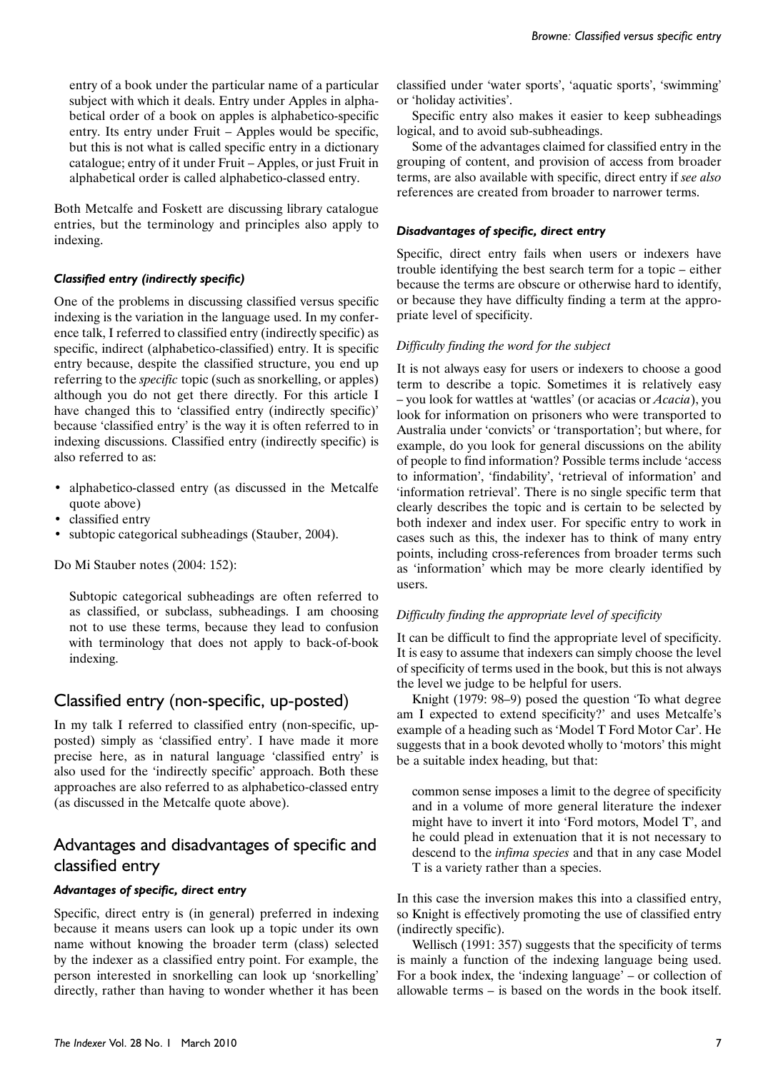entry of a book under the particular name of a particular subject with which it deals. Entry under Apples in alphabetical order of a book on apples is alphabetico-specific entry. Its entry under Fruit – Apples would be specific, but this is not what is called specific entry in a dictionary catalogue; entry of it under Fruit – Apples, or just Fruit in alphabetical order is called alphabetico-classed entry.

Both Metcalfe and Foskett are discussing library catalogue entries, but the terminology and principles also apply to indexing.

#### *Classified entry (indirectly specific)*

One of the problems in discussing classified versus specific indexing is the variation in the language used. In my conference talk, I referred to classified entry (indirectly specific) as specific, indirect (alphabetico-classified) entry. It is specific entry because, despite the classified structure, you end up referring to the *specific* topic (such as snorkelling, or apples) although you do not get there directly. For this article I have changed this to 'classified entry (indirectly specific)' because 'classified entry' is the way it is often referred to in indexing discussions. Classified entry (indirectly specific) is also referred to as:

- alphabetico-classed entry (as discussed in the Metcalfe quote above)
- classified entry
- subtopic categorical subheadings (Stauber, 2004).

Do Mi Stauber notes (2004: 152):

> Subtopic categorical subheadings are often referred to as classified, or subclass, subheadings. I am choosing not to use these terms, because they lead to confusion with terminology that does not apply to back-of-book indexing.

## Classified entry (non-specific, up-posted)

In my talk I referred to classified entry (non-specific, up-posted) simply as 'classified entry'. I have made it more precise here, as in natural language 'classified entry' is also used for the 'indirectly specific' approach. Both these approaches are also referred to as alphabetico-classed entry (as discussed in the Metcalfe quote above).

## Advantages and disadvantages of specific and classified entry

#### *Advantages of specific, direct entry*

Specific, direct entry is (in general) preferred in indexing because it means users can look up a topic under its own name without knowing the broader term (class) selected by the indexer as a classified entry point. For example, the person interested in snorkelling can look up 'snorkelling' directly, rather than having to wonder whether it has been classified under 'water sports', 'aquatic sports', 'swimming' or 'holiday activities'.

Specific entry also makes it easier to keep subheadings logical, and to avoid sub-subheadings.

Some of the advantages claimed for classified entry in the grouping of content, and provision of access from broader terms, are also available with specific, direct entry if *see also* references are created from broader to narrower terms.

#### *Disadvantages of specific, direct entry*

Specific, direct entry fails when users or indexers have trouble identifying the best search term for a topic – either because the terms are obscure or otherwise hard to identify, or because they have difficulty finding a term at the appropriate level of specificity.

*Difficulty finding the word for the subject*

It is not always easy for users or indexers to choose a good term to describe a topic. Sometimes it is relatively easy – you look for wattles at 'wattles' (or acacias or *Acacia*), you look for information on prisoners who were transported to Australia under 'convicts' or 'transportation'; but where, for example, do you look for general discussions on the ability of people to find information? Possible terms include 'access to information', 'findability', 'retrieval of information' and 'information retrieval'. There is no single specific term that clearly describes the topic and is certain to be selected by both indexer and index user. For specific entry to work in cases such as this, the indexer has to think of many entry points, including cross-references from broader terms such as 'information' which may be more clearly identified by users.

*Difficulty finding the appropriate level of specificity*

It can be difficult to find the appropriate level of specificity. It is easy to assume that indexers can simply choose the level of specificity of terms used in the book, but this is not always the level we judge to be helpful for users.

Knight (1979: 98–9) posed the question 'To what degree am I expected to extend specificity?' and uses Metcalfe's example of a heading such as 'Model T Ford Motor Car'. He suggests that in a book devoted wholly to 'motors' this might be a suitable index heading, but that:

> common sense imposes a limit to the degree of specificity and in a volume of more general literature the indexer might have to invert it into 'Ford motors, Model T', and he could plead in extenuation that it is not necessary to descend to the *infima species* and that in any case Model T is a variety rather than a species.

In this case the inversion makes this into a classified entry, so Knight is effectively promoting the use of classified entry (indirectly specific).

Wellisch (1991: 357) suggests that the specificity of terms is mainly a function of the indexing language being used. For a book index, the 'indexing language' – or collection of allowable terms – is based on the words in the book itself.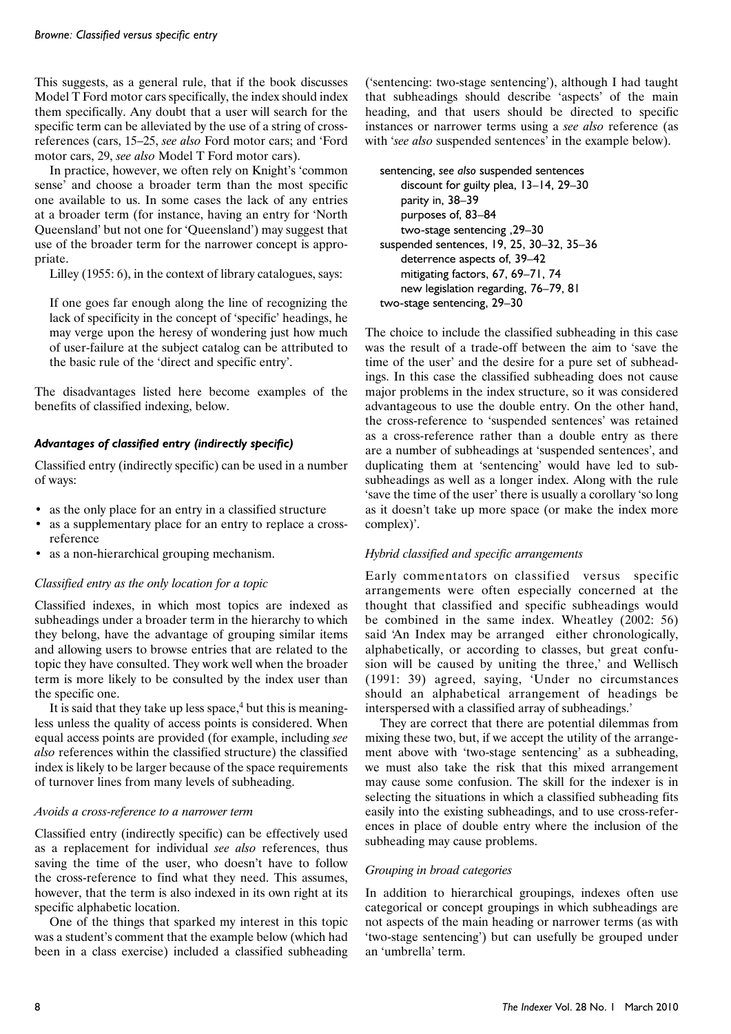This suggests, as a general rule, that if the book discusses Model T Ford motor cars specifically, the index should index them specifically. Any doubt that a user will search for the specific term can be alleviated by the use of a string of cross-references (cars, 15–25, *see also* Ford motor cars; and 'Ford motor cars, 29, *see also* Model T Ford motor cars).

In practice, however, we often rely on Knight's 'common sense' and choose a broader term than the most specific one available to us. In some cases the lack of any entries at a broader term (for instance, having an entry for 'North Queensland' but not one for 'Queensland') may suggest that use of the broader term for the narrower concept is appropriate.

Lilley (1955: 6), in the context of library catalogues, says:

> If one goes far enough along the line of recognizing the lack of specificity in the concept of 'specific' headings, he may verge upon the heresy of wondering just how much of user-failure at the subject catalog can be attributed to the basic rule of the 'direct and specific entry'.

The disadvantages listed here become examples of the benefits of classified indexing, below.

### *Advantages of classified entry (indirectly specific)*

Classified entry (indirectly specific) can be used in a number of ways:

- as the only place for an entry in a classified structure
- as a supplementary place for an entry to replace a cross-reference
- as a non-hierarchical grouping mechanism.

#### *Classified entry as the only location for a topic*

Classified indexes, in which most topics are indexed as subheadings under a broader term in the hierarchy to which they belong, have the advantage of grouping similar items and allowing users to browse entries that are related to the topic they have consulted. They work well when the broader term is more likely to be consulted by the index user than the specific one.

It is said that they take up less space,[4] but this is meaningless unless the quality of access points is considered. When equal access points are provided (for example, including *see also* references within the classified structure) the classified index is likely to be larger because of the space requirements of turnover lines from many levels of subheading.

#### *Avoids a cross-reference to a narrower term*

Classified entry (indirectly specific) can be effectively used as a replacement for individual *see also* references, thus saving the time of the user, who doesn't have to follow the cross-reference to find what they need. This assumes, however, that the term is also indexed in its own right at its specific alphabetic location.

One of the things that sparked my interest in this topic was a student's comment that the example below (which had been in a class exercise) included a classified subheading ('sentencing: two-stage sentencing'), although I had taught that subheadings should describe 'aspects' of the main heading, and that users should be directed to specific instances or narrower terms using a *see also* reference (as with '*see also* suspended sentences' in the example below).

sentencing, *see also* suspended sentences
  discount for guilty plea, 13–14, 29–30
  parity in, 38–39
  purposes of, 83–84
  two-stage sentencing ,29–30
suspended sentences, 19, 25, 30–32, 35–36
  deterrence aspects of, 39–42
  mitigating factors, 67, 69–71, 74
  new legislation regarding, 76–79, 81
two-stage sentencing, 29–30

The choice to include the classified subheading in this case was the result of a trade-off between the aim to 'save the time of the user' and the desire for a pure set of subheadings. In this case the classified subheading does not cause major problems in the index structure, so it was considered advantageous to use the double entry. On the other hand, the cross-reference to 'suspended sentences' was retained as a cross-reference rather than a double entry as there are a number of subheadings at 'suspended sentences', and duplicating them at 'sentencing' would have led to sub-subheadings as well as a longer index. Along with the rule 'save the time of the user' there is usually a corollary 'so long as it doesn't take up more space (or make the index more complex)'.

#### *Hybrid classified and specific arrangements*

Early commentators on classified versus specific arrangements were often especially concerned at the thought that classified and specific subheadings would be combined in the same index. Wheatley (2002: 56) said 'An Index may be arranged either chronologically, alphabetically, or according to classes, but great confusion will be caused by uniting the three,' and Wellisch (1991: 39) agreed, saying, 'Under no circumstances should an alphabetical arrangement of headings be interspersed with a classified array of subheadings.'

They are correct that there are potential dilemmas from mixing these two, but, if we accept the utility of the arrangement above with 'two-stage sentencing' as a subheading, we must also take the risk that this mixed arrangement may cause some confusion. The skill for the indexer is in selecting the situations in which a classified subheading fits easily into the existing subheadings, and to use cross-references in place of double entry where the inclusion of the subheading may cause problems.

#### *Grouping in broad categories*

In addition to hierarchical groupings, indexes often use categorical or concept groupings in which subheadings are not aspects of the main heading or narrower terms (as with 'two-stage sentencing') but can usefully be grouped under an 'umbrella' term.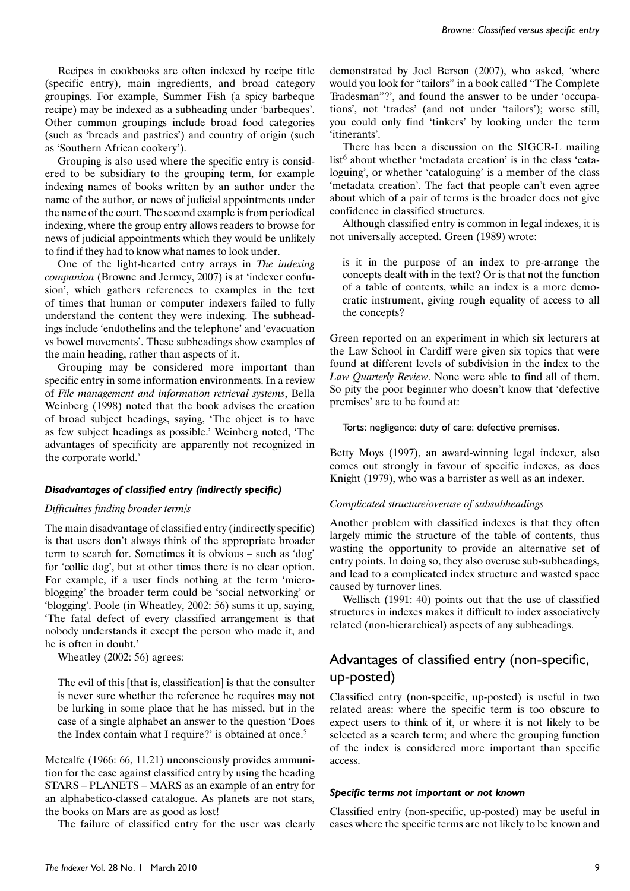Recipes in cookbooks are often indexed by recipe title (specific entry), main ingredients, and broad category groupings. For example, Summer Fish (a spicy barbeque recipe) may be indexed as a subheading under 'barbeques'. Other common groupings include broad food categories (such as 'breads and pastries') and country of origin (such as 'Southern African cookery').

Grouping is also used where the specific entry is considered to be subsidiary to the grouping term, for example indexing names of books written by an author under the name of the author, or news of judicial appointments under the name of the court. The second example is from periodical indexing, where the group entry allows readers to browse for news of judicial appointments which they would be unlikely to find if they had to know what names to look under.

One of the light-hearted entry arrays in *The indexing companion* (Browne and Jermey, 2007) is at 'indexer confusion', which gathers references to examples in the text of times that human or computer indexers failed to fully understand the content they were indexing. The subheadings include 'endothelins and the telephone' and 'evacuation vs bowel movements'. These subheadings show examples of the main heading, rather than aspects of it.

Grouping may be considered more important than specific entry in some information environments. In a review of *File management and information retrieval systems*, Bella Weinberg (1998) noted that the book advises the creation of broad subject headings, saying, 'The object is to have as few subject headings as possible.' Weinberg noted, 'The advantages of specificity are apparently not recognized in the corporate world.'

#### *Disadvantages of classified entry (indirectly specific)*

*Difficulties finding broader term/s*

The main disadvantage of classified entry (indirectly specific) is that users don't always think of the appropriate broader term to search for. Sometimes it is obvious – such as 'dog' for 'collie dog', but at other times there is no clear option. For example, if a user finds nothing at the term 'micro-blogging' the broader term could be 'social networking' or 'blogging'. Poole (in Wheatley, 2002: 56) sums it up, saying, 'The fatal defect of every classified arrangement is that nobody understands it except the person who made it, and he is often in doubt.'

Wheatley (2002: 56) agrees:

> The evil of this [that is, classification] is that the consulter is never sure whether the reference he requires may not be lurking in some place that he has missed, but in the case of a single alphabet an answer to the question 'Does the Index contain what I require?' is obtained at once.[5]

Metcalfe (1966: 66, 11.21) unconsciously provides ammunition for the case against classified entry by using the heading STARS – PLANETS – MARS as an example of an entry for an alphabetico-classed catalogue. As planets are not stars, the books on Mars are as good as lost!

The failure of classified entry for the user was clearly demonstrated by Joel Berson (2007), who asked, 'where would you look for "tailors" in a book called "The Complete Tradesman"?', and found the answer to be under 'occupations', not 'trades' (and not under 'tailors'); worse still, you could only find 'tinkers' by looking under the term 'itinerants'.

There has been a discussion on the SIGCR-L mailing list[6] about whether 'metadata creation' is in the class 'cataloguing', or whether 'cataloguing' is a member of the class 'metadata creation'. The fact that people can't even agree about which of a pair of terms is the broader does not give confidence in classified structures.

Although classified entry is common in legal indexes, it is not universally accepted. Green (1989) wrote:

> is it in the purpose of an index to pre-arrange the concepts dealt with in the text? Or is that not the function of a table of contents, while an index is a more democratic instrument, giving rough equality of access to all the concepts?

Green reported on an experiment in which six lecturers at the Law School in Cardiff were given six topics that were found at different levels of subdivision in the index to the *Law Quarterly Review*. None were able to find all of them. So pity the poor beginner who doesn't know that 'defective premises' are to be found at:

> Torts: negligence: duty of care: defective premises.

Betty Moys (1997), an award-winning legal indexer, also comes out strongly in favour of specific indexes, as does Knight (1979), who was a barrister as well as an indexer.

*Complicated structure/overuse of subsubheadings*

Another problem with classified indexes is that they often largely mimic the structure of the table of contents, thus wasting the opportunity to provide an alternative set of entry points. In doing so, they also overuse sub-subheadings, and lead to a complicated index structure and wasted space caused by turnover lines.

Wellisch (1991: 40) points out that the use of classified structures in indexes makes it difficult to index associatively related (non-hierarchical) aspects of any subheadings.

## Advantages of classified entry (non-specific, up-posted)

Classified entry (non-specific, up-posted) is useful in two related areas: where the specific term is too obscure to expect users to think of it, or where it is not likely to be selected as a search term; and where the grouping function of the index is considered more important than specific access.

#### *Specific terms not important or not known*

Classified entry (non-specific, up-posted) may be useful in cases where the specific terms are not likely to be known and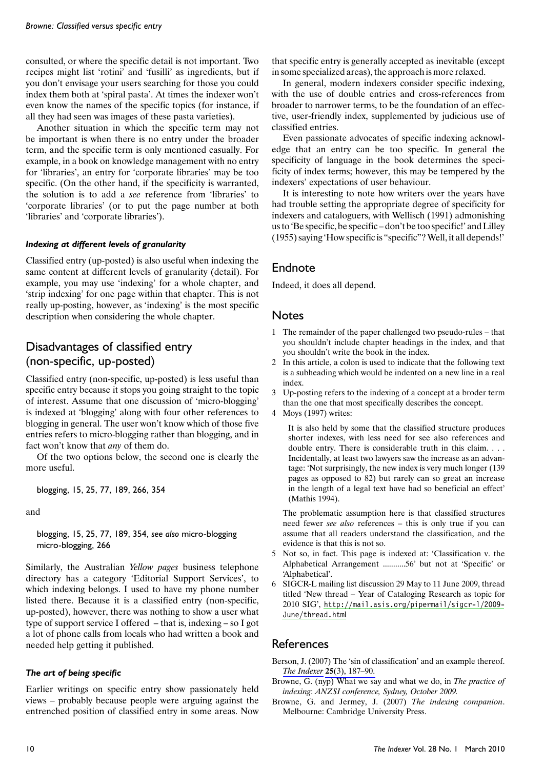consulted, or where the specific detail is not important. Two recipes might list 'rotini' and 'fusilli' as ingredients, but if you don't envisage your users searching for those you could index them both at 'spiral pasta'. At times the indexer won't even know the names of the specific topics (for instance, if all they had seen was images of these pasta varieties).

Another situation in which the specific term may not be important is when there is no entry under the broader term, and the specific term is only mentioned casually. For example, in a book on knowledge management with no entry for 'libraries', an entry for 'corporate libraries' may be too specific. (On the other hand, if the specificity is warranted, the solution is to add a *see* reference from 'libraries' to 'corporate libraries' (or to put the page number at both 'libraries' and 'corporate libraries').

#### *Indexing at different levels of granularity*

Classified entry (up-posted) is also useful when indexing the same content at different levels of granularity (detail). For example, you may use 'indexing' for a whole chapter, and 'strip indexing' for one page within that chapter. This is not really up-posting, however, as 'indexing' is the most specific description when considering the whole chapter.

## Disadvantages of classified entry (non-specific, up-posted)

Classified entry (non-specific, up-posted) is less useful than specific entry because it stops you going straight to the topic of interest. Assume that one discussion of 'micro-blogging' is indexed at 'blogging' along with four other references to blogging in general. The user won't know which of those five entries refers to micro-blogging rather than blogging, and in fact won't know that *any* of them do.

Of the two options below, the second one is clearly the more useful.

blogging, 15, 25, 77, 189, 266, 354

and

blogging, 15, 25, 77, 189, 354, *see also* micro-blogging
micro-blogging, 266

Similarly, the Australian *Yellow pages* business telephone directory has a category 'Editorial Support Services', to which indexing belongs. I used to have my phone number listed there. Because it is a classified entry (non-specific, up-posted), however, there was nothing to show a user what type of support service I offered – that is, indexing – so I got a lot of phone calls from locals who had written a book and needed help getting it published.

#### *The art of being specific*

Earlier writings on specific entry show passionately held views – probably because people were arguing against the entrenched position of classified entry in some areas. Now that specific entry is generally accepted as inevitable (except in some specialized areas), the approach is more relaxed.

In general, modern indexers consider specific indexing, with the use of double entries and cross-references from broader to narrower terms, to be the foundation of an effective, user-friendly index, supplemented by judicious use of classified entries.

Even passionate advocates of specific indexing acknowledge that an entry can be too specific. In general the specificity of language in the book determines the specificity of index terms; however, this may be tempered by the indexers' expectations of user behaviour.

It is interesting to note how writers over the years have had trouble setting the appropriate degree of specificity for indexers and cataloguers, with Wellisch (1991) admonishing us to 'Be specific, be specific – don't be too specific!' and Lilley (1955) saying 'How specific is "specific"? Well, it all depends!'

## Endnote

Indeed, it does all depend.

## Notes

1 The remainder of the paper challenged two pseudo-rules – that you shouldn't include chapter headings in the index, and that you shouldn't write the book in the index.

2 In this article, a colon is used to indicate that the following text is a subheading which would be indented on a new line in a real index.

3 Up-posting refers to the indexing of a concept at a broder term than the one that most specifically describes the concept.

4 Moys (1997) writes:

> It is also held by some that the classified structure produces shorter indexes, with less need for see also references and double entry. There is considerable truth in this claim. . . . Incidentally, at least two lawyers saw the increase as an advantage: 'Not surprisingly, the new index is very much longer (139 pages as opposed to 82) but rarely can so great an increase in the length of a legal text have had so beneficial an effect' (Mathis 1994).

The problematic assumption here is that classified structures need fewer *see also* references – this is only true if you can assume that all readers understand the classification, and the evidence is that this is not so.

5 Not so, in fact. This page is indexed at: 'Classification v. the Alphabetical Arrangement ...........56' but not at 'Specific' or 'Alphabetical'.

6 SIGCR-L mailing list discussion 29 May to 11 June 2009, thread titled 'New thread – Year of Cataloging Research as topic for 2010 SIG', http://mail.asis.org/pipermail/sigcr-l/2009-June/thread.html

## References

Berson, J. (2007) The 'sin of classification' and an example thereof. *The Indexer* **25**(3), 187–90.

Browne, G. (nyp) What we say and what we do, in *The practice of indexing*: *ANZSI conference, Sydney, October 2009.*

Browne, G. and Jermey, J. (2007) *The indexing companion*. Melbourne: Cambridge University Press.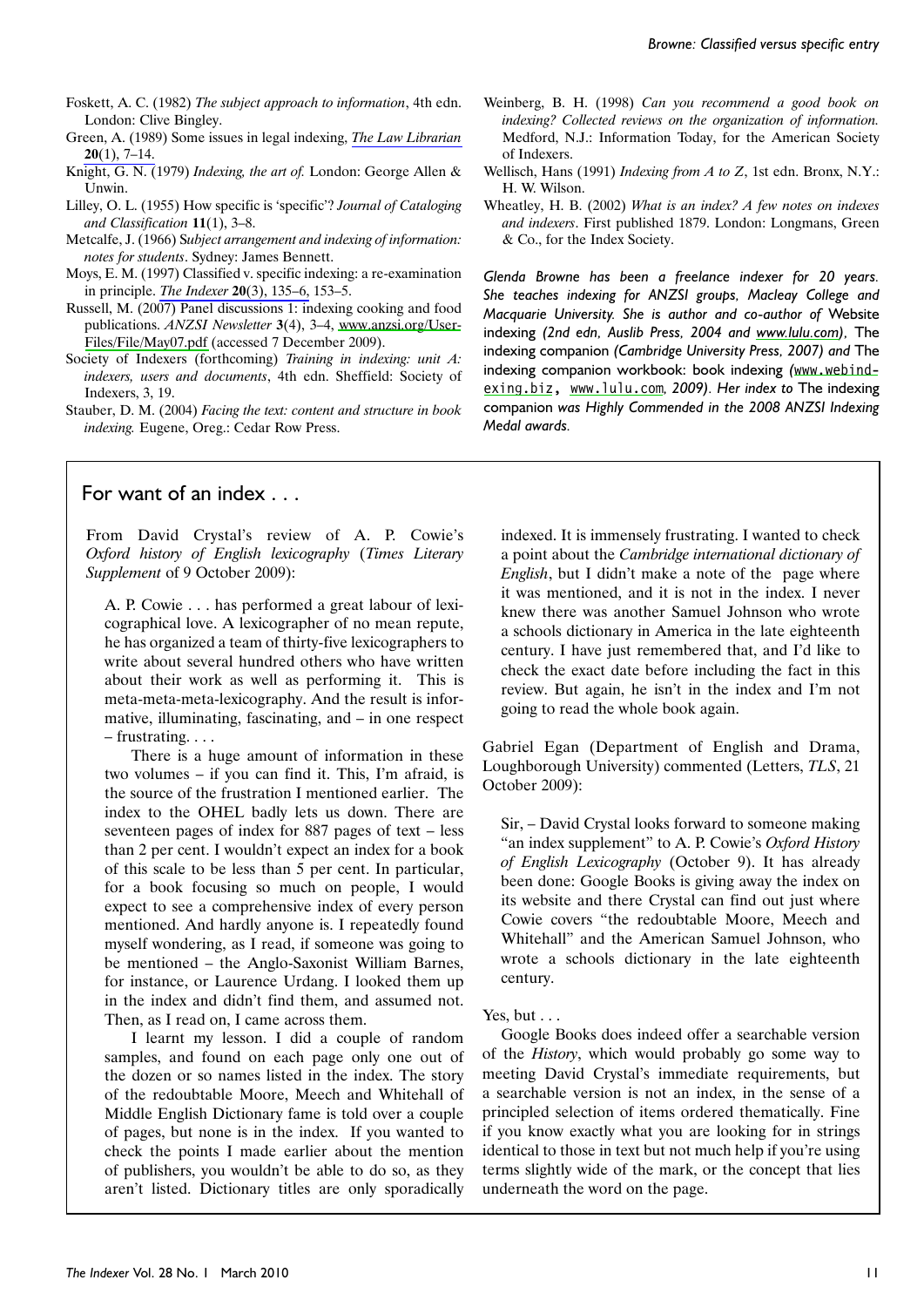Foskett, A. C. (1982) *The subject approach to information*, 4th edn. London: Clive Bingley.

Green, A. (1989) Some issues in legal indexing, *The Law Librarian* **20**(1), 7–14.

Knight, G. N. (1979) *Indexing, the art of.* London: George Allen & Unwin.

Lilley, O. L. (1955) How specific is 'specific'? *Journal of Cataloging and Classification* **11**(1), 3–8.

Metcalfe, J. (1966) S*ubject arrangement and indexing of information: notes for students*. Sydney: James Bennett.

Moys, E. M. (1997) Classified v. specific indexing: a re-examination in principle. *The Indexer* **20**(3), 135–6, 153–5.

Russell, M. (2007) Panel discussions 1: indexing cooking and food publications. *ANZSI Newsletter* **3**(4), 3–4, www.anzsi.org/User-Files/File/May07.pdf (accessed 7 December 2009).

Society of Indexers (forthcoming) *Training in indexing: unit A: indexers, users and documents*, 4th edn. Sheffield: Society of Indexers, 3, 19.

Stauber, D. M. (2004) *Facing the text: content and structure in book indexing.* Eugene, Oreg.: Cedar Row Press.

Weinberg, B. H. (1998) *Can you recommend a good book on indexing? Collected reviews on the organization of information.* Medford, N.J.: Information Today, for the American Society of Indexers.

Wellisch, Hans (1991) *Indexing from A to Z*, 1st edn. Bronx, N.Y.: H. W. Wilson.

Wheatley, H. B. (2002) *What is an index? A few notes on indexes and indexers*. First published 1879. London: Longmans, Green & Co., for the Index Society.

*Glenda Browne has been a freelance indexer for 20 years. She teaches indexing for ANZSI groups, Macleay College and Macquarie University. She is author and co-author of* Website indexing *(2nd edn, Auslib Press, 2004 and www.lulu.com),* The indexing companion *(Cambridge University Press, 2007) and* The indexing companion workbook: book indexing *(www.webindexing.biz, www.lulu.com, 2009). Her index to* The indexing companion *was Highly Commended in the 2008 ANZSI Indexing Medal awards.*

## For want of an index . . .

From David Crystal's review of A. P. Cowie's *Oxford history of English lexicography* (*Times Literary Supplement* of 9 October 2009):

> A. P. Cowie . . . has performed a great labour of lexicographical love. A lexicographer of no mean repute, he has organized a team of thirty-five lexicographers to write about several hundred others who have written about their work as well as performing it. This is meta-meta-meta-lexicography. And the result is informative, illuminating, fascinating, and – in one respect – frustrating. . . .
>
> There is a huge amount of information in these two volumes – if you can find it. This, I'm afraid, is the source of the frustration I mentioned earlier. The index to the OHEL badly lets us down. There are seventeen pages of index for 887 pages of text – less than 2 per cent. I wouldn't expect an index for a book of this scale to be less than 5 per cent. In particular, for a book focusing so much on people, I would expect to see a comprehensive index of every person mentioned. And hardly anyone is. I repeatedly found myself wondering, as I read, if someone was going to be mentioned – the Anglo-Saxonist William Barnes, for instance, or Laurence Urdang. I looked them up in the index and didn't find them, and assumed not. Then, as I read on, I came across them.
>
> I learnt my lesson. I did a couple of random samples, and found on each page only one out of the dozen or so names listed in the index. The story of the redoubtable Moore, Meech and Whitehall of Middle English Dictionary fame is told over a couple of pages, but none is in the index. If you wanted to check the points I made earlier about the mention of publishers, you wouldn't be able to do so, as they aren't listed. Dictionary titles are only sporadically indexed. It is immensely frustrating. I wanted to check a point about the *Cambridge international dictionary of English*, but I didn't make a note of the page where it was mentioned, and it is not in the index. I never knew there was another Samuel Johnson who wrote a schools dictionary in America in the late eighteenth century. I have just remembered that, and I'd like to check the exact date before including the fact in this review. But again, he isn't in the index and I'm not going to read the whole book again.

Gabriel Egan (Department of English and Drama, Loughborough University) commented (Letters, *TLS*, 21 October 2009):

> Sir, – David Crystal looks forward to someone making "an index supplement" to A. P. Cowie's *Oxford History of English Lexicography* (October 9). It has already been done: Google Books is giving away the index on its website and there Crystal can find out just where Cowie covers "the redoubtable Moore, Meech and Whitehall" and the American Samuel Johnson, who wrote a schools dictionary in the late eighteenth century.

Yes, but . . .

Google Books does indeed offer a searchable version of the *History*, which would probably go some way to meeting David Crystal's immediate requirements, but a searchable version is not an index, in the sense of a principled selection of items ordered thematically. Fine if you know exactly what you are looking for in strings identical to those in text but not much help if you're using terms slightly wide of the mark, or the concept that lies underneath the word on the page.